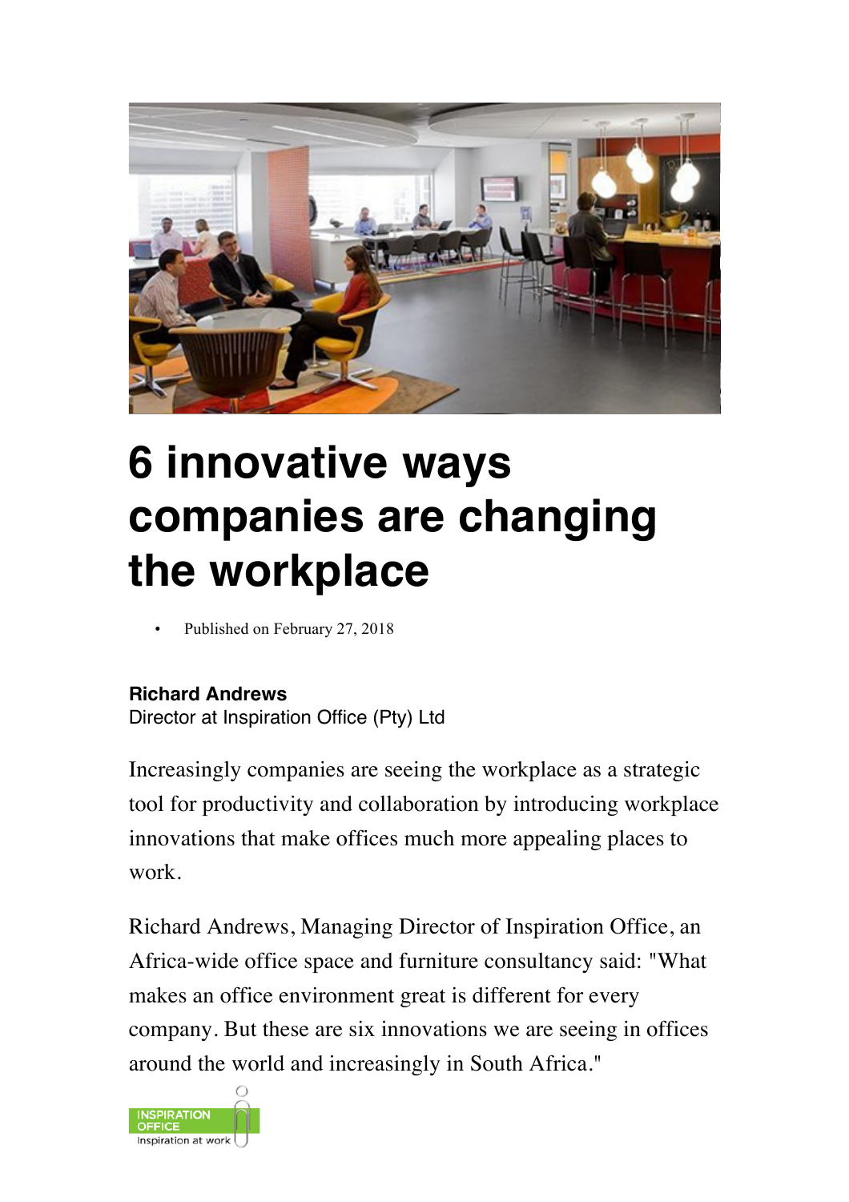# 6 innovative ways companies are changing the workplace

- Published on February 27, 2018

**Richard Andrews**
Director at Inspiration Office (Pty) Ltd

Increasingly companies are seeing the workplace as a strategic tool for productivity and collaboration by introducing workplace innovations that make offices much more appealing places to work.

Richard Andrews, Managing Director of Inspiration Office, an Africa-wide office space and furniture consultancy said: "What makes an office environment great is different for every company. But these are six innovations we are seeing in offices around the world and increasingly in South Africa."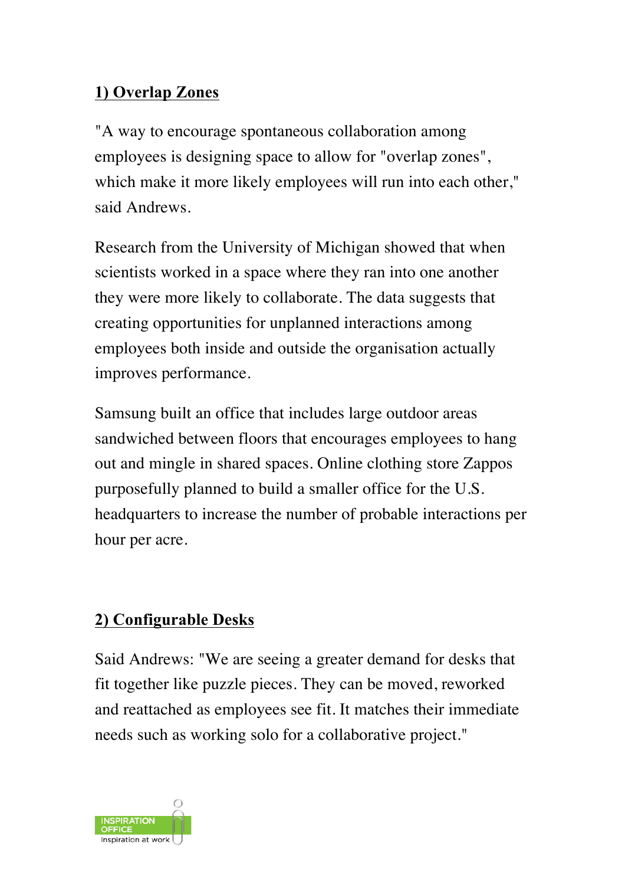**1) Overlap Zones**

"A way to encourage spontaneous collaboration among employees is designing space to allow for "overlap zones", which make it more likely employees will run into each other," said Andrews.

Research from the University of Michigan showed that when scientists worked in a space where they ran into one another they were more likely to collaborate. The data suggests that creating opportunities for unplanned interactions among employees both inside and outside the organisation actually improves performance.

Samsung built an office that includes large outdoor areas sandwiched between floors that encourages employees to hang out and mingle in shared spaces. Online clothing store Zappos purposefully planned to build a smaller office for the U.S. headquarters to increase the number of probable interactions per hour per acre.

**2) Configurable Desks**

Said Andrews: "We are seeing a greater demand for desks that fit together like puzzle pieces. They can be moved, reworked and reattached as employees see fit. It matches their immediate needs such as working solo for a collaborative project."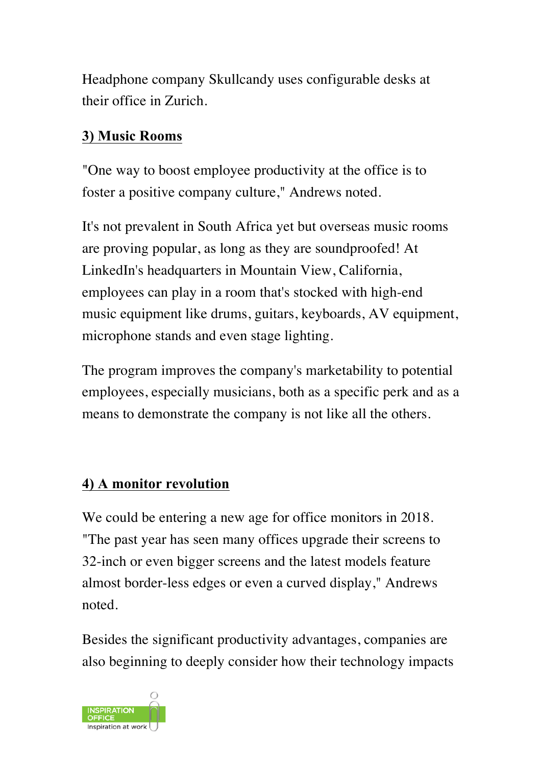Headphone company Skullcandy uses configurable desks at their office in Zurich.

**3) Music Rooms**

"One way to boost employee productivity at the office is to foster a positive company culture," Andrews noted.

It's not prevalent in South Africa yet but overseas music rooms are proving popular, as long as they are soundproofed! At LinkedIn's headquarters in Mountain View, California, employees can play in a room that's stocked with high-end music equipment like drums, guitars, keyboards, AV equipment, microphone stands and even stage lighting.

The program improves the company's marketability to potential employees, especially musicians, both as a specific perk and as a means to demonstrate the company is not like all the others.

**4) A monitor revolution**

We could be entering a new age for office monitors in 2018. "The past year has seen many offices upgrade their screens to 32-inch or even bigger screens and the latest models feature almost border-less edges or even a curved display," Andrews noted.

Besides the significant productivity advantages, companies are also beginning to deeply consider how their technology impacts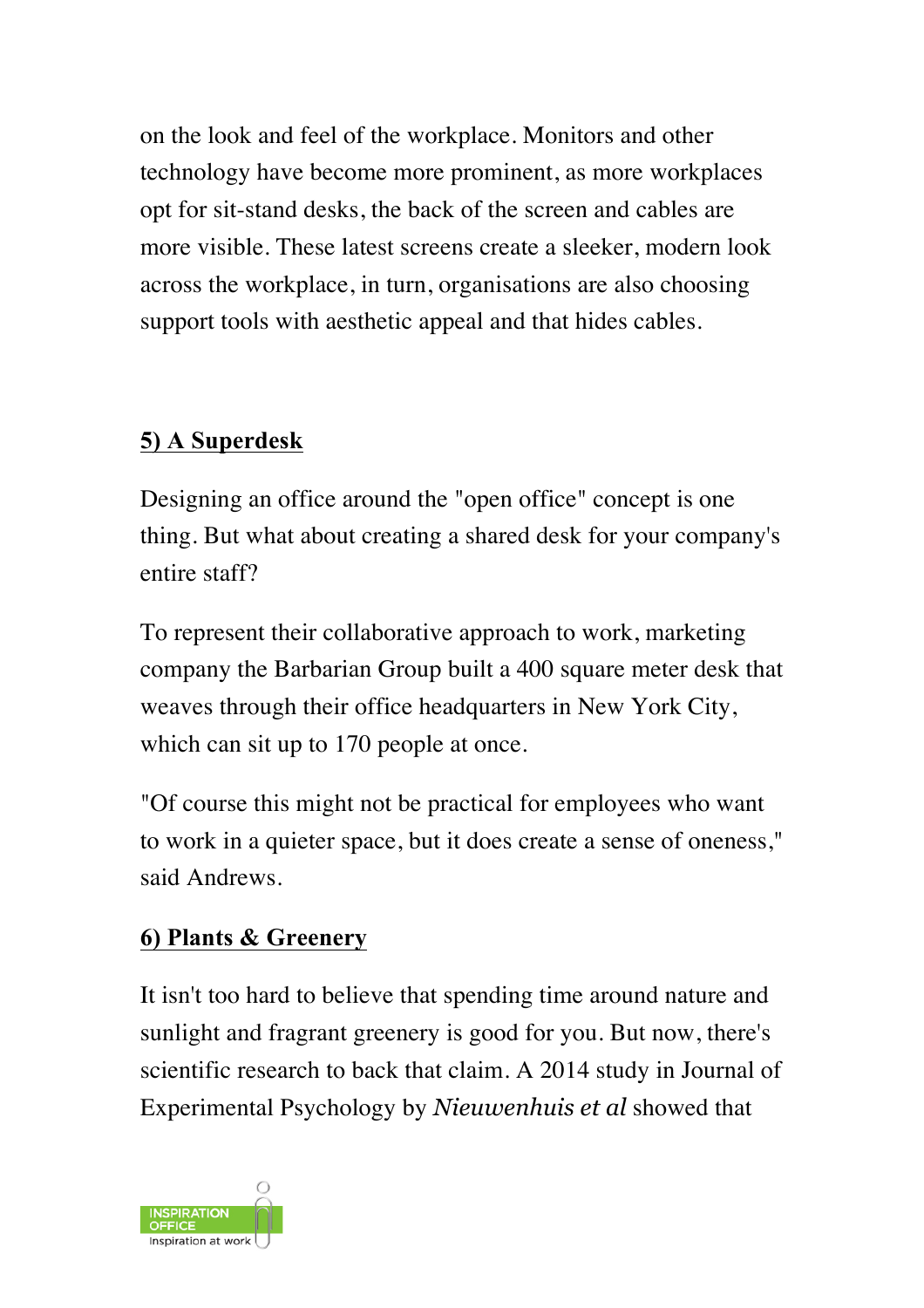on the look and feel of the workplace. Monitors and other technology have become more prominent, as more workplaces opt for sit-stand desks, the back of the screen and cables are more visible. These latest screens create a sleeker, modern look across the workplace, in turn, organisations are also choosing support tools with aesthetic appeal and that hides cables.

## 5) A Superdesk

Designing an office around the "open office" concept is one thing. But what about creating a shared desk for your company's entire staff?

To represent their collaborative approach to work, marketing company the Barbarian Group built a 400 square meter desk that weaves through their office headquarters in New York City, which can sit up to 170 people at once.

"Of course this might not be practical for employees who want to work in a quieter space, but it does create a sense of oneness," said Andrews.

## 6) Plants & Greenery

It isn't too hard to believe that spending time around nature and sunlight and fragrant greenery is good for you. But now, there's scientific research to back that claim. A 2014 study in Journal of Experimental Psychology by *Nieuwenhuis et al* showed that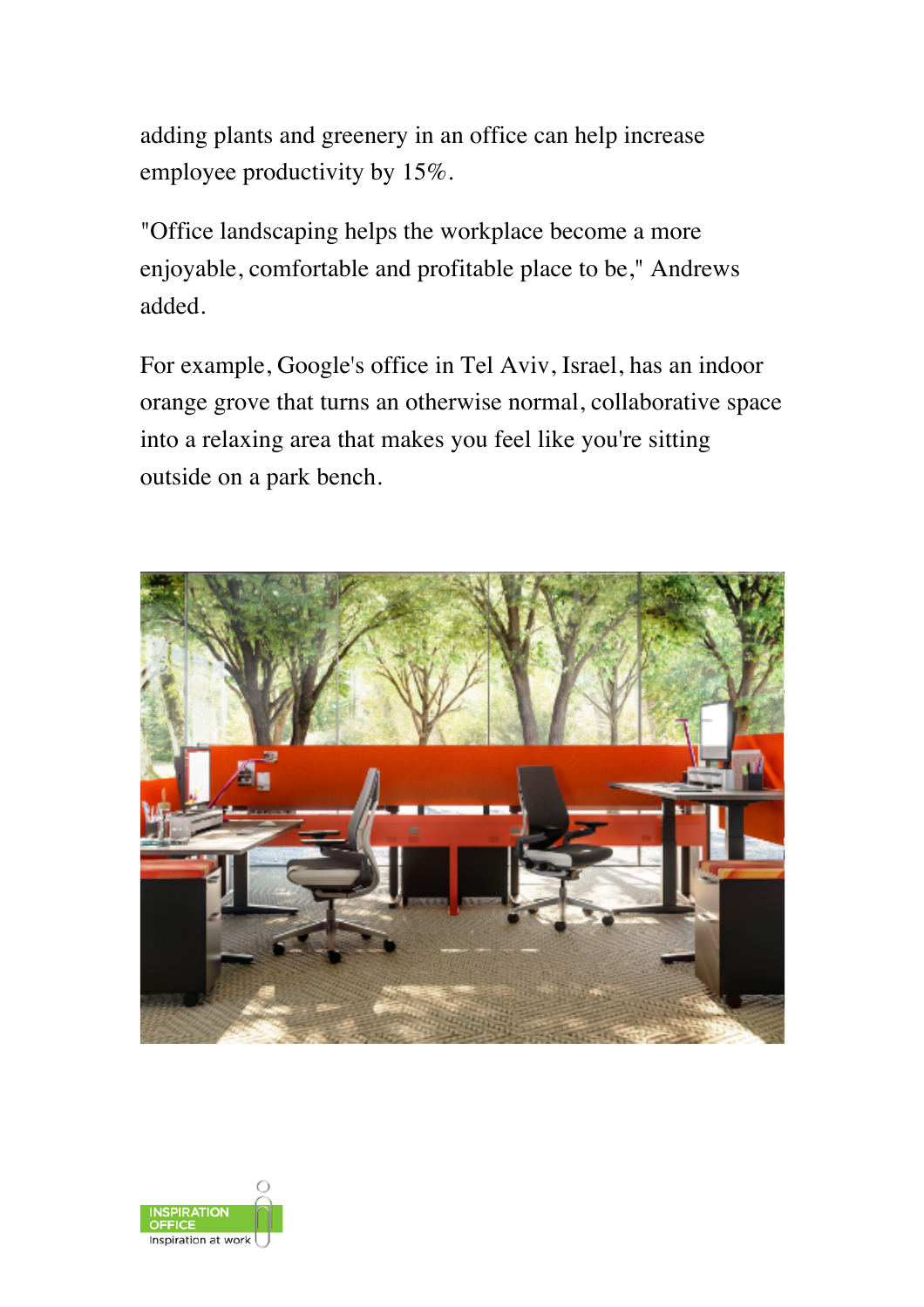adding plants and greenery in an office can help increase employee productivity by 15%.

"Office landscaping helps the workplace become a more enjoyable, comfortable and profitable place to be," Andrews added.

For example, Google's office in Tel Aviv, Israel, has an indoor orange grove that turns an otherwise normal, collaborative space into a relaxing area that makes you feel like you're sitting outside on a park bench.